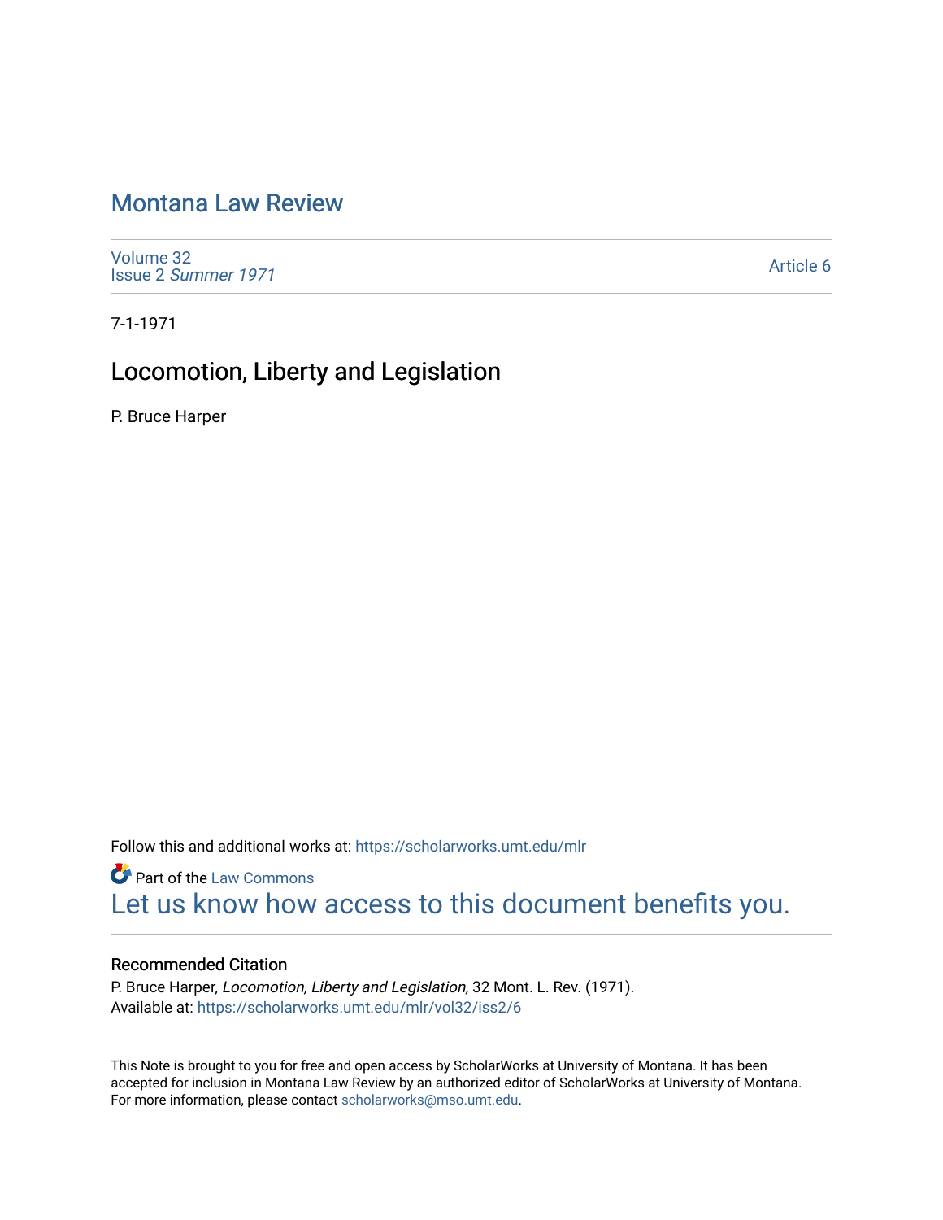# Montana Law Review

Volume 32
Issue 2 *Summer 1971*

Article 6

7-1-1971

## Locomotion, Liberty and Legislation

P. Bruce Harper

Follow this and additional works at: https://scholarworks.umt.edu/mlr

Part of the Law Commons

Let us know how access to this document benefits you.

### Recommended Citation

P. Bruce Harper, *Locomotion, Liberty and Legislation,* 32 Mont. L. Rev. (1971).
Available at: https://scholarworks.umt.edu/mlr/vol32/iss2/6

This Note is brought to you for free and open access by ScholarWorks at University of Montana. It has been accepted for inclusion in Montana Law Review by an authorized editor of ScholarWorks at University of Montana. For more information, please contact scholarworks@mso.umt.edu.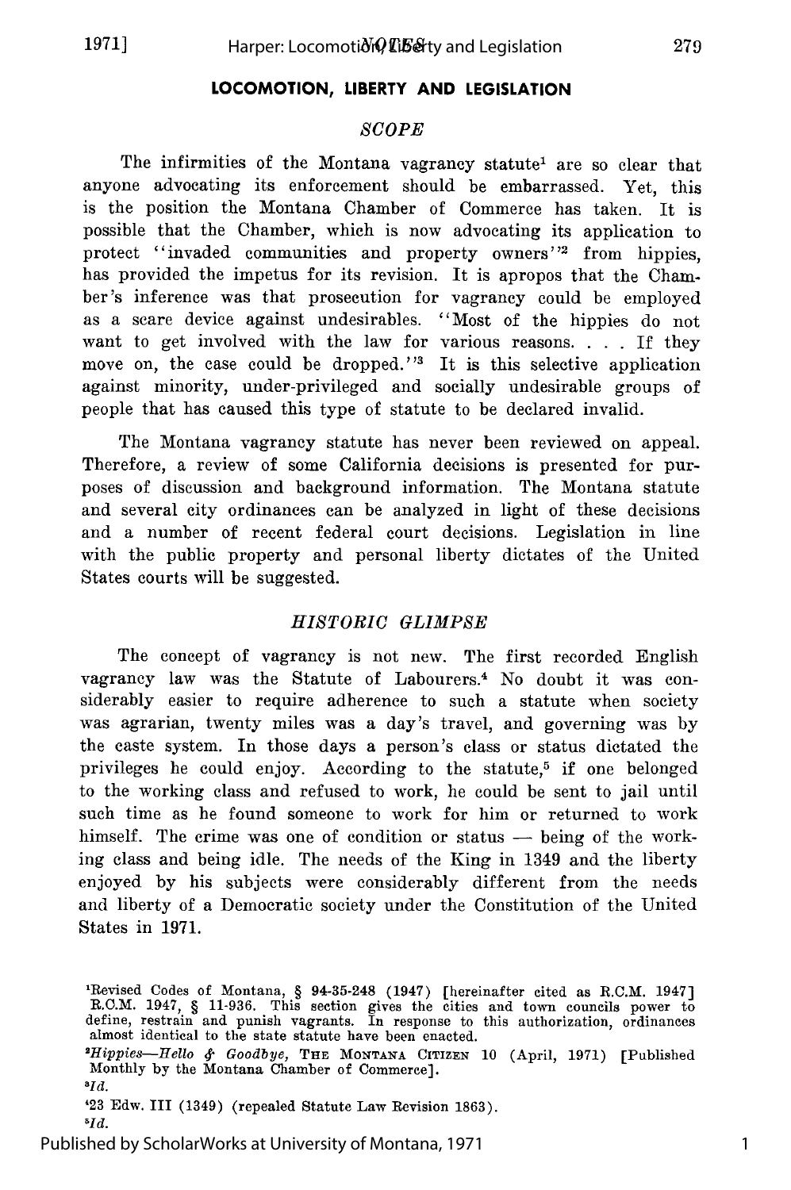## LOCOMOTION, LIBERTY AND LEGISLATION

### *SCOPE*

The infirmities of the Montana vagrancy statute[1] are so clear that anyone advocating its enforcement should be embarrassed. Yet, this is the position the Montana Chamber of Commerce has taken. It is possible that the Chamber, which is now advocating its application to protect "invaded communities and property owners"[2] from hippies, has provided the impetus for its revision. It is apropos that the Chamber's inference was that prosecution for vagrancy could be employed as a scare device against undesirables. "Most of the hippies do not want to get involved with the law for various reasons. . . . If they move on, the case could be dropped."[3] It is this selective application against minority, under-privileged and socially undesirable groups of people that has caused this type of statute to be declared invalid.

The Montana vagrancy statute has never been reviewed on appeal. Therefore, a review of some California decisions is presented for purposes of discussion and background information. The Montana statute and several city ordinances can be analyzed in light of these decisions and a number of recent federal court decisions. Legislation in line with the public property and personal liberty dictates of the United States courts will be suggested.

### *HISTORIC GLIMPSE*

The concept of vagrancy is not new. The first recorded English vagrancy law was the Statute of Labourers.[4] No doubt it was considerably easier to require adherence to such a statute when society was agrarian, twenty miles was a day's travel, and governing was by the caste system. In those days a person's class or status dictated the privileges he could enjoy. According to the statute,[5] if one belonged to the working class and refused to work, he could be sent to jail until such time as he found someone to work for him or returned to work himself. The crime was one of condition or status — being of the working class and being idle. The needs of the King in 1349 and the liberty enjoyed by his subjects were considerably different from the needs and liberty of a Democratic society under the Constitution of the United States in 1971.

---

[1]Revised Codes of Montana, § 94-35-248 (1947) [hereinafter cited as R.C.M. 1947] R.C.M. 1947, § 11-936. This section gives the cities and town councils power to define, restrain and punish vagrants. In response to this authorization, ordinances almost identical to the state statute have been enacted.

[2]*Hippies—Hello & Goodbye*, THE MONTANA CITIZEN 10 (April, 1971) [Published Monthly by the Montana Chamber of Commerce].

[3]*Id.*

[4]23 Edw. III (1349) (repealed Statute Law Revision 1863).

[5]*Id.*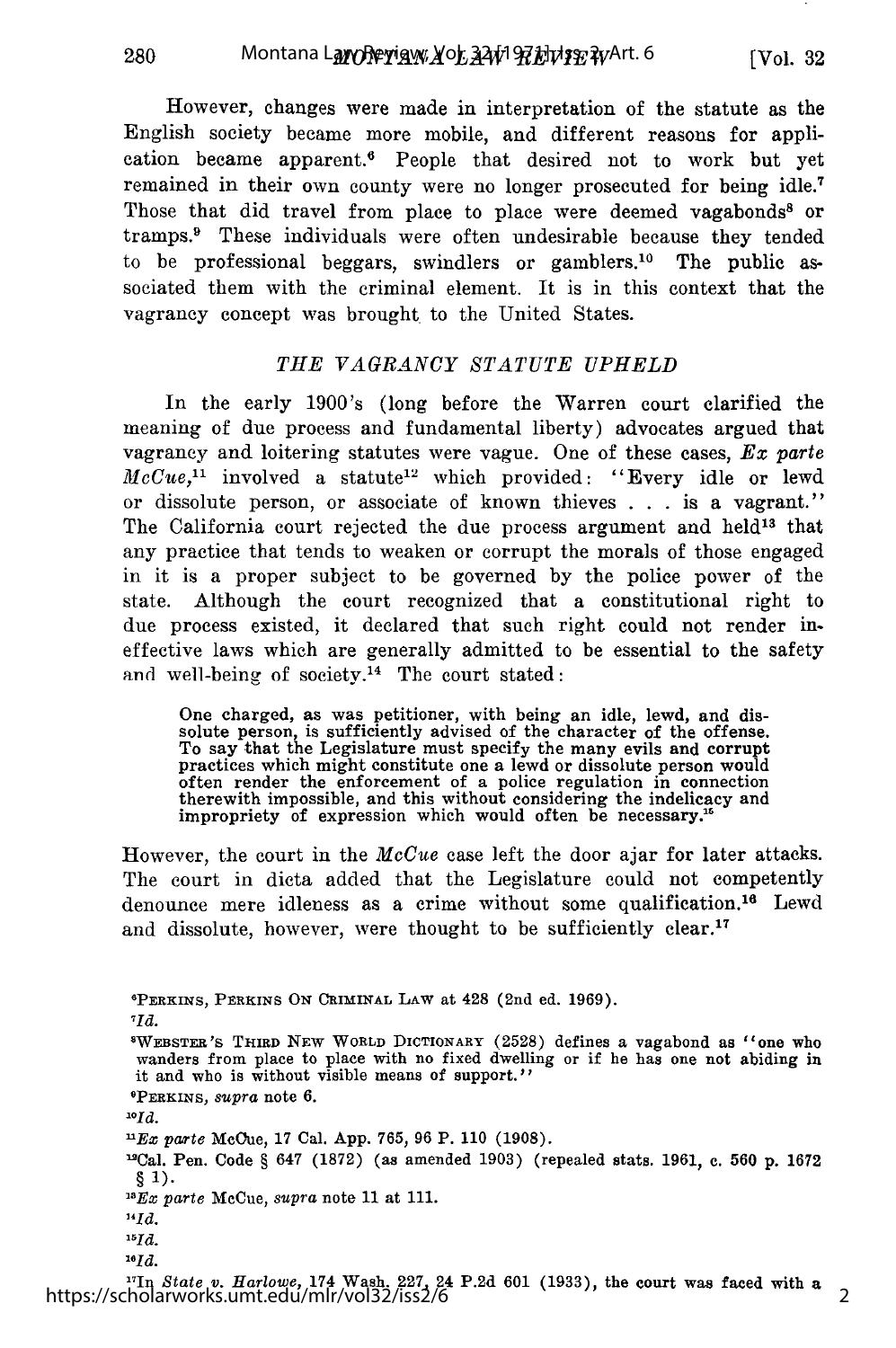However, changes were made in interpretation of the statute as the English society became more mobile, and different reasons for application became apparent.[6] People that desired not to work but yet remained in their own county were no longer prosecuted for being idle.[7] Those that did travel from place to place were deemed vagabonds[8] or tramps.[9] These individuals were often undesirable because they tended to be professional beggars, swindlers or gamblers.[10] The public associated them with the criminal element. It is in this context that the vagrancy concept was brought to the United States.

### *THE VAGRANCY STATUTE UPHELD*

In the early 1900's (long before the Warren court clarified the meaning of due process and fundamental liberty) advocates argued that vagrancy and loitering statutes were vague. One of these cases, *Ex parte McCue*,[11] involved a statute[12] which provided: "Every idle or lewd or dissolute person, or associate of known thieves . . . is a vagrant." The California court rejected the due process argument and held[13] that any practice that tends to weaken or corrupt the morals of those engaged in it is a proper subject to be governed by the police power of the state. Although the court recognized that a constitutional right to due process existed, it declared that such right could not render ineffective laws which are generally admitted to be essential to the safety and well-being of society.[14] The court stated:

> One charged, as was petitioner, with being an idle, lewd, and dissolute person, is sufficiently advised of the character of the offense. To say that the Legislature must specify the many evils and corrupt practices which might constitute one a lewd or dissolute person would often render the enforcement of a police regulation in connection therewith impossible, and this without considering the indelicacy and impropriety of expression which would often be necessary.[15]

However, the court in the *McCue* case left the door ajar for later attacks. The court in dicta added that the Legislature could not competently denounce mere idleness as a crime without some qualification.[16] Lewd and dissolute, however, were thought to be sufficiently clear.[17]

---

[6]PERKINS, PERKINS ON CRIMINAL LAW at 428 (2nd ed. 1969).

[7]*Id.*

[8]WEBSTER'S THIRD NEW WORLD DICTIONARY (2528) defines a vagabond as "one who wanders from place to place with no fixed dwelling or if he has one not abiding in it and who is without visible means of support."

[9]PERKINS, *supra* note 6.

[10]*Id.*

[11]*Ex parte* McCue, 17 Cal. App. 765, 96 P. 110 (1908).

[12]Cal. Pen. Code § 647 (1872) (as amended 1903) (repealed stats. 1961, c. 560 p. 1672 § 1).

[13]*Ex parte* McCue, *supra* note 11 at 111.

[14]*Id.*

[15]*Id.*

[16]*Id.*

[17]In *State v. Harlowe*, 174 Wash. 227, 24 P.2d 601 (1933), the court was faced with a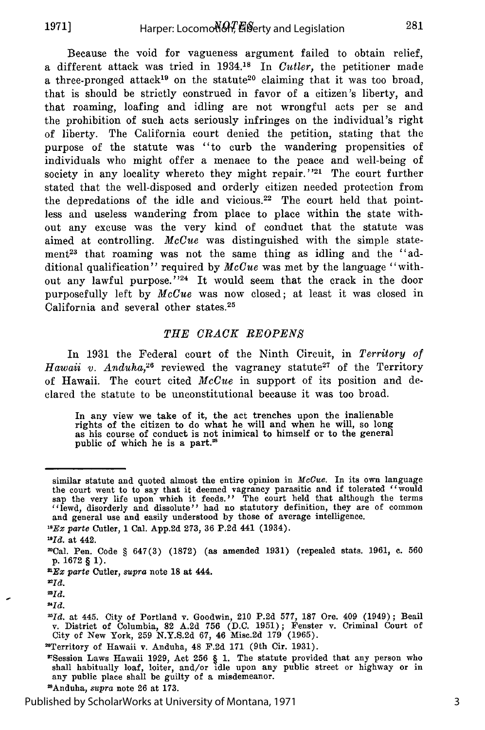Because the void for vagueness argument failed to obtain relief, a different attack was tried in 1934.[18] In *Cutler*, the petitioner made a three-pronged attack[19] on the statute[20] claiming that it was too broad, that is should be strictly construed in favor of a citizen's liberty, and that roaming, loafing and idling are not wrongful acts per se and the prohibition of such acts seriously infringes on the individual's right of liberty. The California court denied the petition, stating that the purpose of the statute was "to curb the wandering propensities of individuals who might offer a menace to the peace and well-being of society in any locality whereto they might repair."[21] The court further stated that the well-disposed and orderly citizen needed protection from the depredations of the idle and vicious.[22] The court held that pointless and useless wandering from place to place within the state without any excuse was the very kind of conduct that the statute was aimed at controlling. *McCue* was distinguished with the simple statement[23] that roaming was not the same thing as idling and the "additional qualification" required by *McCue* was met by the language "without any lawful purpose."[24] It would seem that the crack in the door purposefully left by *McCue* was now closed; at least it was closed in California and several other states.[25]

### *THE CRACK REOPENS*

In 1931 the Federal court of the Ninth Circuit, in *Territory of Hawaii v. Anduha*,[26] reviewed the vagrancy statute[27] of the Territory of Hawaii. The court cited *McCue* in support of its position and declared the statute to be unconstitutional because it was too broad.

> In any view we take of it, the act trenches upon the inalienable rights of the citizen to do what he will and when he will, so long as his course of conduct is not inimical to himself or to the general public of which he is a part.[28]

---

similar statute and quoted almost the entire opinion in *McCue*. In its own language the court went to to say that it deemed vagrancy parasitic and if tolerated "would sap the very life upon which it feeds." The court held that although the terms "lewd, disorderly and dissolute" had no statutory definition, they are of common and general use and easily understood by those of average intelligence.

[18] *Ex parte* Cutler, 1 Cal. App.2d 273, 36 P.2d 441 (1934).

[19] *Id.* at 442.

[20] Cal. Pen. Code § 647(3) (1872) (as amended 1931) (repealed stats. 1961, c. 560 p. 1672 § 1).

[21] *Ex parte* Cutler, *supra* note 18 at 444.

[22] *Id.*

[23] *Id.*

[24] *Id.*

[25] *Id.* at 445. City of Portland v. Goodwin, 210 P.2d 577, 187 Ore. 409 (1949); Beail v. District of Columbia, 82 A.2d 756 (D.C. 1951); Fenster v. Criminal Court of City of New York, 259 N.Y.S.2d 67, 46 Misc.2d 179 (1965).

[26] Territory of Hawaii v. Anduha, 48 F.2d 171 (9th Cir. 1931).

[27] Session Laws Hawaii 1929, Act 256 § 1. The statute provided that any person who shall habitually loaf, loiter, and/or idle upon any public street or highway or in any public place shall be guilty of a misdemeanor.

[28] Anduha, *supra* note 26 at 173.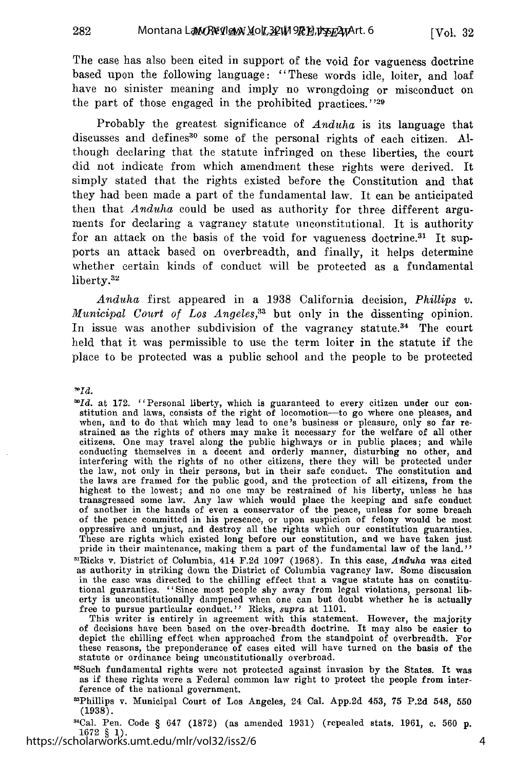The case has also been cited in support of the void for vagueness doctrine based upon the following language: "These words idle, loiter, and loaf have no sinister meaning and imply no wrongdoing or misconduct on the part of those engaged in the prohibited practices."[29]

Probably the greatest significance of *Anduha* is its language that discusses and defines[30] some of the personal rights of each citizen. Although declaring that the statute infringed on these liberties, the court did not indicate from which amendment these rights were derived. It simply stated that the rights existed before the Constitution and that they had been made a part of the fundamental law. It can be anticipated then that *Anduha* could be used as authority for three different arguments for declaring a vagrancy statute unconstitutional. It is authority for an attack on the basis of the void for vagueness doctrine.[31] It supports an attack based on overbreadth, and finally, it helps determine whether certain kinds of conduct will be protected as a fundamental liberty.[32]

*Anduha* first appeared in a 1938 California decision, *Phillips v. Municipal Court of Los Angeles*,[33] but only in the dissenting opinion. In issue was another subdivision of the vagrancy statute.[34] The court held that it was permissible to use the term loiter in the statute if the place to be protected was a public school and the people to be protected

---

[29]*Id.*

[30]*Id.* at 172. "Personal liberty, which is guaranteed to every citizen under our constitution and laws, consists of the right of locomotion—to go where one pleases, and when, and to do that which may lead to one's business or pleasure, only so far restrained as the rights of others may make it necessary for the welfare of all other citizens. One may travel along the public highways or in public places; and while conducting themselves in a decent and orderly manner, disturbing no other, and interfering with the rights of no other citizens, there they will be protected under the law, not only in their persons, but in their safe conduct. The constitution and the laws are framed for the public good, and the protection of all citizens, from the highest to the lowest; and no one may be restrained of his liberty, unless he has transgressed some law. Any law which would place the keeping and safe conduct of another in the hands of even a conservator of the peace, unless for some breach of the peace committed in his presence, or upon suspicion of felony would be most oppressive and unjust, and destroy all the rights which our constitution guaranties. These are rights which existed long before our constitution, and we have taken just pride in their maintenance, making them a part of the fundamental law of the land."

[31]Ricks v. District of Columbia, 414 F.2d 1097 (1968). In this case, *Anduha* was cited as authority in striking down the District of Columbia vagrancy law. Some discussion in the case was directed to the chilling effect that a vague statute has on constitutional guaranties. "Since most people shy away from legal violations, personal liberty is unconstitutionally dampened when one can but doubt whether he is actually free to pursue particular conduct." Ricks, *supra* at 1101.

This writer is entirely in agreement with this statement. However, the majority of decisions have been based on the over-breadth doctrine. It may also be easier to depict the chilling effect when approached from the standpoint of overbreadth. For these reasons, the preponderance of cases cited will have turned on the basis of the statute or ordinance being unconstitutionally overbroad.

[32]Such fundamental rights were not protected against invasion by the States. It was as if these rights were a Federal common law right to protect the people from interference of the national government.

[33]Phillips v. Municipal Court of Los Angeles, 24 Cal. App.2d 453, 75 P.2d 548, 550 (1938).

[34]Cal. Pen. Code § 647 (1872) (as amended 1931) (repealed stats. 1961, c. 560 p. 1672 § 1).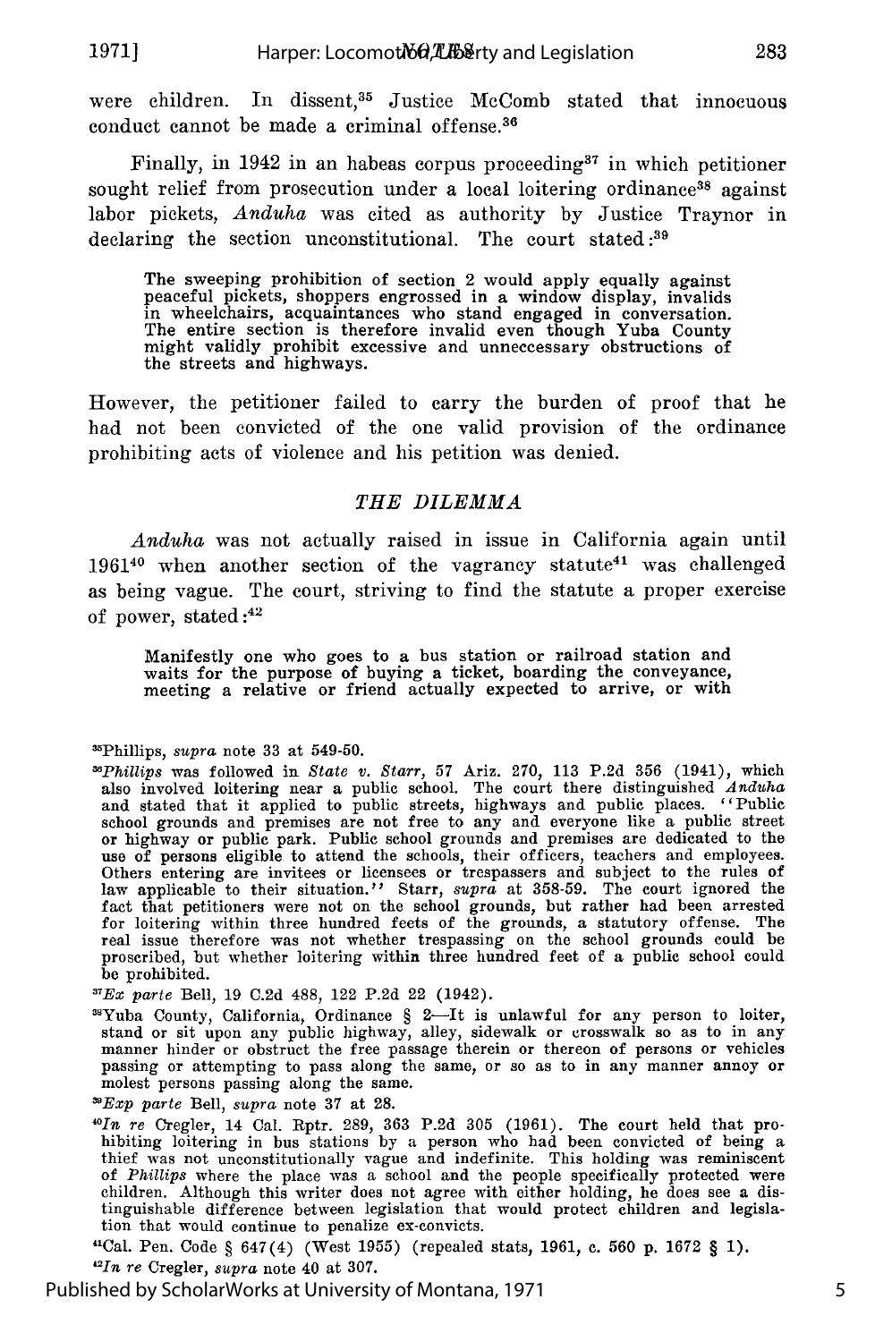were children. In dissent,[35] Justice McComb stated that innocuous conduct cannot be made a criminal offense.[36]

Finally, in 1942 in an habeas corpus proceeding[37] in which petitioner sought relief from prosecution under a local loitering ordinance[38] against labor pickets, *Anduha* was cited as authority by Justice Traynor in declaring the section unconstitutional. The court stated:[39]

> The sweeping prohibition of section 2 would apply equally against peaceful pickets, shoppers engrossed in a window display, invalids in wheelchairs, acquaintances who stand engaged in conversation. The entire section is therefore invalid even though Yuba County might validly prohibit excessive and unneccessary obstructions of the streets and highways.

However, the petitioner failed to carry the burden of proof that he had not been convicted of the one valid provision of the ordinance prohibiting acts of violence and his petition was denied.

### *THE DILEMMA*

*Anduha* was not actually raised in issue in California again until 1961[40] when another section of the vagrancy statute[41] was challenged as being vague. The court, striving to find the statute a proper exercise of power, stated:[42]

> Manifestly one who goes to a bus station or railroad station and waits for the purpose of buying a ticket, boarding the conveyance, meeting a relative or friend actually expected to arrive, or with

---

[35] Phillips, *supra* note 33 at 549-50.

[36] *Phillips* was followed in *State v. Starr*, 57 Ariz. 270, 113 P.2d 356 (1941), which also involved loitering near a public school. The court there distinguished *Anduha* and stated that it applied to public streets, highways and public places. "Public school grounds and premises are not free to any and everyone like a public street or highway or public park. Public school grounds and premises are dedicated to the use of persons eligible to attend the schools, their officers, teachers and employees. Others entering are invitees or licensees or trespassers and subject to the rules of law applicable to their situation." Starr, *supra* at 358-59. The court ignored the fact that petitioners were not on the school grounds, but rather had been arrested for loitering within three hundred feets of the grounds, a statutory offense. The real issue therefore was not whether trespassing on the school grounds could be proscribed, but whether loitering within three hundred feet of a public school could be prohibited.

[37] *Ex parte* Bell, 19 C.2d 488, 122 P.2d 22 (1942).

[38] Yuba County, California, Ordinance § 2—It is unlawful for any person to loiter, stand or sit upon any public highway, alley, sidewalk or crosswalk so as to in any manner hinder or obstruct the free passage therein or thereon of persons or vehicles passing or attempting to pass along the same, or so as to in any manner annoy or molest persons passing along the same.

[39] *Exp parte* Bell, *supra* note 37 at 28.

[40] *In re* Cregler, 14 Cal. Rptr. 289, 363 P.2d 305 (1961). The court held that prohibiting loitering in bus stations by a person who had been convicted of being a thief was not unconstitutionally vague and indefinite. This holding was reminiscent of *Phillips* where the place was a school and the people specifically protected were children. Although this writer does not agree with either holding, he does see a distinguishable difference between legislation that would protect children and legislation that would continue to penalize ex-convicts.

[41] Cal. Pen. Code § 647(4) (West 1955) (repealed stats, 1961, c. 560 p. 1672 § 1).

[42] *In re* Cregler, *supra* note 40 at 307.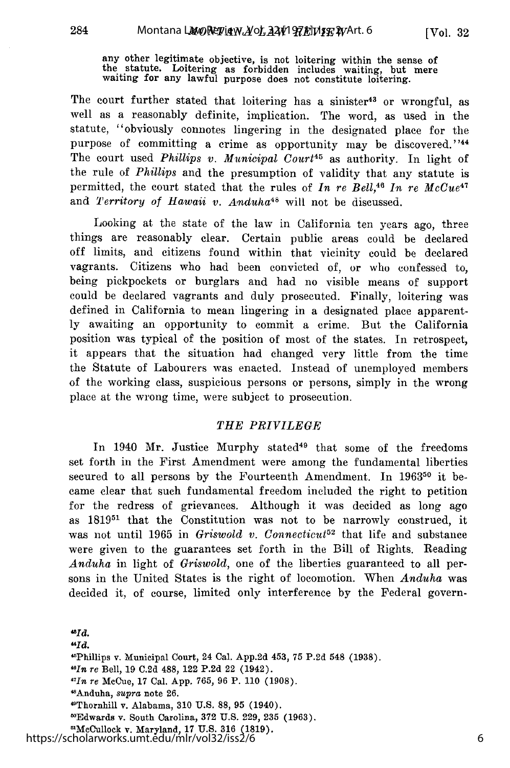any other legitimate objective, is not loitering within the sense of the statute. Loitering as forbidden includes waiting, but mere waiting for any lawful purpose does not constitute loitering.

The court further stated that loitering has a sinister[43] or wrongful, as well as a reasonably definite, implication. The word, as used in the statute, "obviously connotes lingering in the designated place for the purpose of committing a crime as opportunity may be discovered."[44] The court used *Phillips v. Municipal Court*[45] as authority. In light of the rule of *Phillips* and the presumption of validity that any statute is permitted, the court stated that the rules of *In re Bell*,[46] *In re McCue*[47] and *Territory of Hawaii v. Anduha*[48] will not be discussed.

Looking at the state of the law in California ten years ago, three things are reasonably clear. Certain public areas could be declared off limits, and citizens found within that vicinity could be declared vagrants. Citizens who had been convicted of, or who confessed to, being pickpockets or burglars and had no visible means of support could be declared vagrants and duly prosecuted. Finally, loitering was defined in California to mean lingering in a designated place apparently awaiting an opportunity to commit a crime. But the California position was typical of the position of most of the states. In retrospect, it appears that the situation had changed very little from the time the Statute of Labourers was enacted. Instead of unemployed members of the working class, suspicious persons or persons, simply in the wrong place at the wrong time, were subject to prosecution.

## *THE PRIVILEGE*

In 1940 Mr. Justice Murphy stated[49] that some of the freedoms set forth in the First Amendment were among the fundamental liberties secured to all persons by the Fourteenth Amendment. In 1963[50] it became clear that such fundamental freedom included the right to petition for the redress of grievances. Although it was decided as long ago as 1819[51] that the Constitution was not to be narrowly construed, it was not until 1965 in *Griswold v. Connecticut*[52] that life and substance were given to the guarantees set forth in the Bill of Rights. Reading *Anduha* in light of *Griswold*, one of the liberties guaranteed to all persons in the United States is the right of locomotion. When *Anduha* was decided it, of course, limited only interference by the Federal govern-

[43] *Id.*

[44] *Id.*

[45] Phillips v. Municipal Court, 24 Cal. App.2d 453, 75 P.2d 548 (1938).

[46] *In re* Bell, 19 C.2d 488, 122 P.2d 22 (1942).

[47] *In re* McCue, 17 Cal. App. 765, 96 P. 110 (1908).

[48] Anduha, *supra* note 26.

[49] Thornhill v. Alabama, 310 U.S. 88, 95 (1940).

[50] Edwards v. South Carolina, 372 U.S. 229, 235 (1963).

[51] McCulloch v. Maryland, 17 U.S. 316 (1819).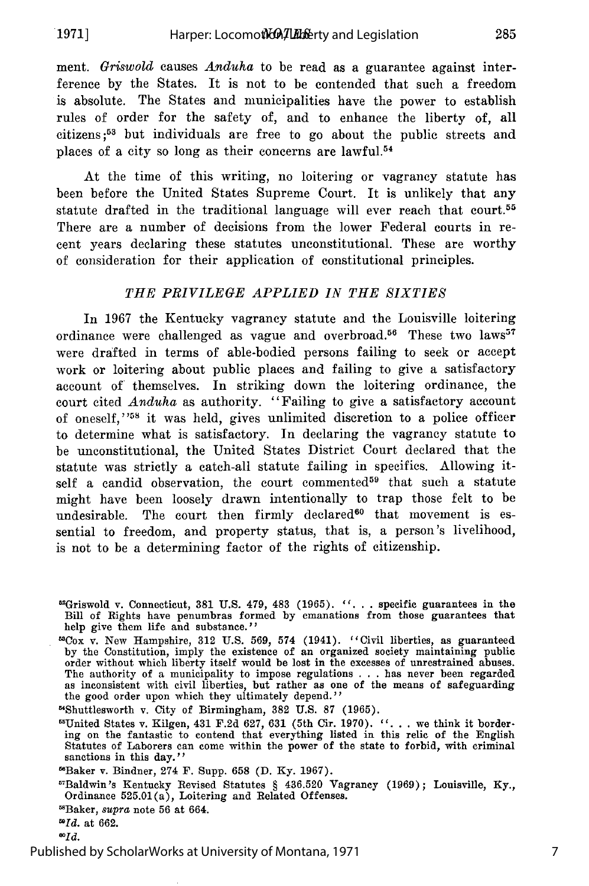ment. *Griswold* causes *Anduha* to be read as a guarantee against interference by the States. It is not to be contended that such a freedom is absolute. The States and municipalities have the power to establish rules of order for the safety of, and to enhance the liberty of, all citizens;[53] but individuals are free to go about the public streets and places of a city so long as their concerns are lawful.[54]

At the time of this writing, no loitering or vagrancy statute has been before the United States Supreme Court. It is unlikely that any statute drafted in the traditional language will ever reach that court.[55] There are a number of decisions from the lower Federal courts in recent years declaring these statutes unconstitutional. These are worthy of consideration for their application of constitutional principles.

### *THE PRIVILEGE APPLIED IN THE SIXTIES*

In 1967 the Kentucky vagrancy statute and the Louisville loitering ordinance were challenged as vague and overbroad.[56] These two laws[57] were drafted in terms of able-bodied persons failing to seek or accept work or loitering about public places and failing to give a satisfactory account of themselves. In striking down the loitering ordinance, the court cited *Anduha* as authority. "Failing to give a satisfactory account of oneself,"[58] it was held, gives unlimited discretion to a police officer to determine what is satisfactory. In declaring the vagrancy statute to be unconstitutional, the United States District Court declared that the statute was strictly a catch-all statute failing in specifics. Allowing itself a candid observation, the court commented[59] that such a statute might have been loosely drawn intentionally to trap those felt to be undesirable. The court then firmly declared[60] that movement is essential to freedom, and property status, that is, a person's livelihood, is not to be a determining factor of the rights of citizenship.

---

[52]Griswold v. Connecticut, 381 U.S. 479, 483 (1965). ". . . specific guarantees in the Bill of Rights have penumbras formed by emanations from those guarantees that help give them life and substance."

[53]Cox v. New Hampshire, 312 U.S. 569, 574 (1941). "Civil liberties, as guaranteed by the Constitution, imply the existence of an organized society maintaining public order without which liberty itself would be lost in the excesses of unrestrained abuses. The authority of a municipality to impose regulations . . . has never been regarded as inconsistent with civil liberties, but rather as one of the means of safeguarding the good order upon which they ultimately depend."

[54]Shuttlesworth v. City of Birmingham, 382 U.S. 87 (1965).

[55]United States v. Kilgen, 431 F.2d 627, 631 (5th Cir. 1970). ". . . we think it bordering on the fantastic to contend that everything listed in this relic of the English Statutes of Laborers can come within the power of the state to forbid, with criminal sanctions in this day."

[56]Baker v. Bindner, 274 F. Supp. 658 (D. Ky. 1967).

[57]Baldwin's Kentucky Revised Statutes § 436.520 Vagrancy (1969); Louisville, Ky., Ordinance 525.01(a), Loitering and Related Offenses.

[58]Baker, *supra* note 56 at 664.

[59]*Id.* at 662.

[60]*Id.*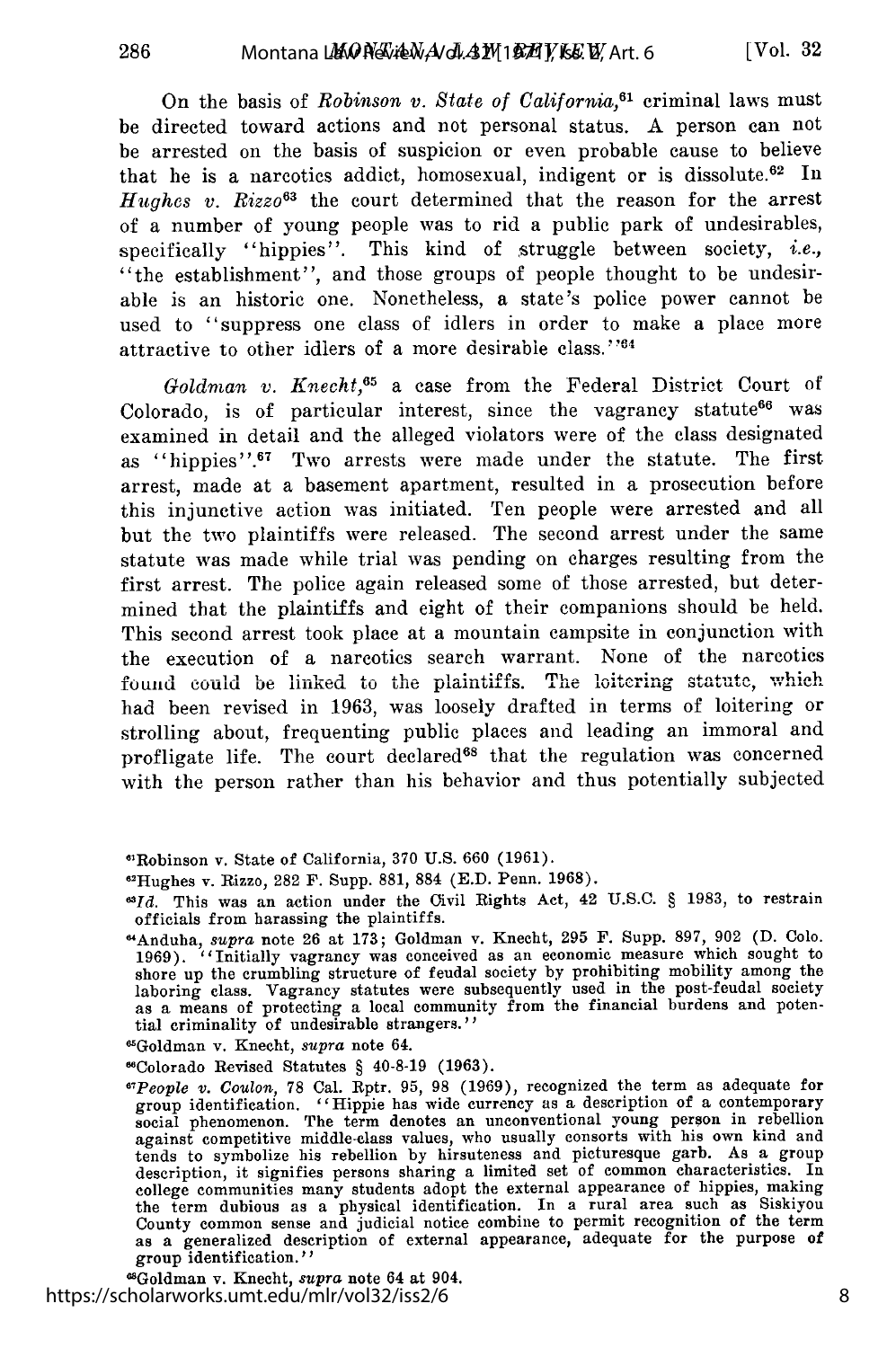On the basis of *Robinson v. State of California*,[61] criminal laws must be directed toward actions and not personal status. A person can not be arrested on the basis of suspicion or even probable cause to believe that he is a narcotics addict, homosexual, indigent or is dissolute.[62] In *Hughes v. Rizzo*[63] the court determined that the reason for the arrest of a number of young people was to rid a public park of undesirables, specifically "hippies". This kind of struggle between society, *i.e.*, "the establishment", and those groups of people thought to be undesirable is an historic one. Nonetheless, a state's police power cannot be used to "suppress one class of idlers in order to make a place more attractive to other idlers of a more desirable class."[64]

*Goldman v. Knecht*,[65] a case from the Federal District Court of Colorado, is of particular interest, since the vagrancy statute[66] was examined in detail and the alleged violators were of the class designated as "hippies".[67] Two arrests were made under the statute. The first arrest, made at a basement apartment, resulted in a prosecution before this injunctive action was initiated. Ten people were arrested and all but the two plaintiffs were released. The second arrest under the same statute was made while trial was pending on charges resulting from the first arrest. The police again released some of those arrested, but determined that the plaintiffs and eight of their companions should be held. This second arrest took place at a mountain campsite in conjunction with the execution of a narcotics search warrant. None of the narcotics found could be linked to the plaintiffs. The loitering statute, which had been revised in 1963, was loosely drafted in terms of loitering or strolling about, frequenting public places and leading an immoral and profligate life. The court declared[68] that the regulation was concerned with the person rather than his behavior and thus potentially subjected

---

[61]Robinson v. State of California, 370 U.S. 660 (1961).

[62]Hughes v. Rizzo, 282 F. Supp. 881, 884 (E.D. Penn. 1968).

[63]*Id.* This was an action under the Civil Rights Act, 42 U.S.C. § 1983, to restrain officials from harassing the plaintiffs.

[64]Anduha, *supra* note 26 at 173; Goldman v. Knecht, 295 F. Supp. 897, 902 (D. Colo. 1969). "Initially vagrancy was conceived as an economic measure which sought to shore up the crumbling structure of feudal society by prohibiting mobility among the laboring class. Vagrancy statutes were subsequently used in the post-feudal society as a means of protecting a local community from the financial burdens and potential criminality of undesirable strangers."

[65]Goldman v. Knecht, *supra* note 64.

[66]Colorado Revised Statutes § 40-8-19 (1963).

[67]*People v. Coulon*, 78 Cal. Rptr. 95, 98 (1969), recognized the term as adequate for group identification. "Hippie has wide currency as a description of a contemporary social phenomenon. The term denotes an unconventional young person in rebellion against competitive middle-class values, who usually consorts with his own kind and tends to symbolize his rebellion by hirsuteness and picturesque garb. As a group description, it signifies persons sharing a limited set of common characteristics. In college communities many students adopt the external appearance of hippies, making the term dubious as a physical identification. In a rural area such as Siskiyou County common sense and judicial notice combine to permit recognition of the term as a generalized description of external appearance, adequate for the purpose of group identification."

[68]Goldman v. Knecht, *supra* note 64 at 904.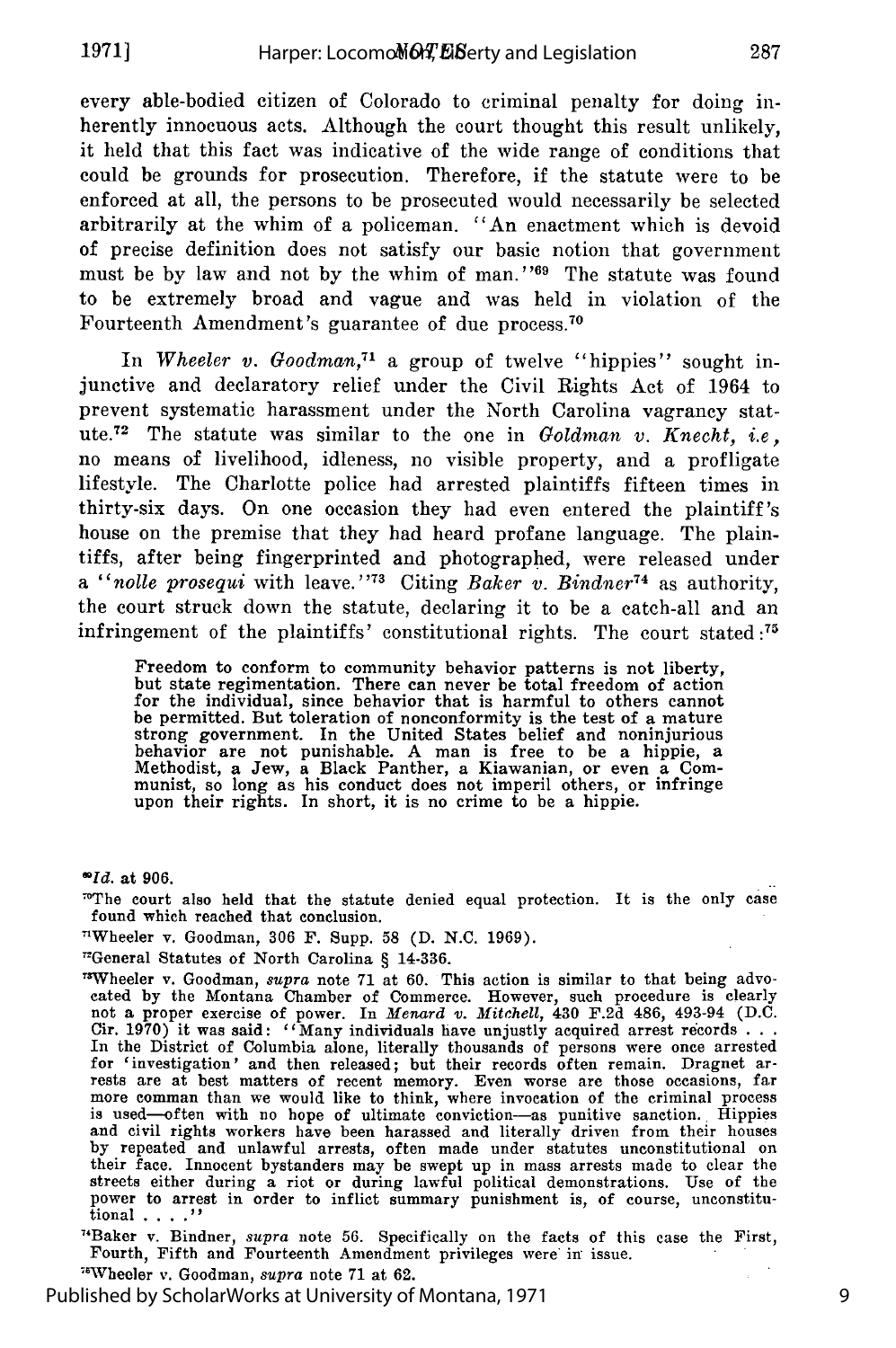every able-bodied citizen of Colorado to criminal penalty for doing inherently innocuous acts. Although the court thought this result unlikely, it held that this fact was indicative of the wide range of conditions that could be grounds for prosecution. Therefore, if the statute were to be enforced at all, the persons to be prosecuted would necessarily be selected arbitrarily at the whim of a policeman. "An enactment which is devoid of precise definition does not satisfy our basic notion that government must be by law and not by the whim of man."[69] The statute was found to be extremely broad and vague and was held in violation of the Fourteenth Amendment's guarantee of due process.[70]

In *Wheeler v. Goodman*,[71] a group of twelve "hippies" sought injunctive and declaratory relief under the Civil Rights Act of 1964 to prevent systematic harassment under the North Carolina vagrancy statute.[72] The statute was similar to the one in *Goldman v. Knecht*, *i.e*, no means of livelihood, idleness, no visible property, and a profligate lifestyle. The Charlotte police had arrested plaintiffs fifteen times in thirty-six days. On one occasion they had even entered the plaintiff's house on the premise that they had heard profane language. The plaintiffs, after being fingerprinted and photographed, were released under a "*nolle prosequi* with leave."[73] Citing *Baker v. Bindner*[74] as authority, the court struck down the statute, declaring it to be a catch-all and an infringement of the plaintiffs' constitutional rights. The court stated:[75]

> Freedom to conform to community behavior patterns is not liberty, but state regimentation. There can never be total freedom of action for the individual, since behavior that is harmful to others cannot be permitted. But toleration of nonconformity is the test of a mature strong government. In the United States belief and noninjurious behavior are not punishable. A man is free to be a hippie, a Methodist, a Jew, a Black Panther, a Kiawanian, or even a Communist, so long as his conduct does not imperil others, or infringe upon their rights. In short, it is no crime to be a hippie.

---

[69] *Id.* at 906.

[70] The court also held that the statute denied equal protection. It is the only case found which reached that conclusion.

[71] Wheeler v. Goodman, 306 F. Supp. 58 (D. N.C. 1969).

[72] General Statutes of North Carolina § 14-336.

[73] Wheeler v. Goodman, *supra* note 71 at 60. This action is similar to that being advocated by the Montana Chamber of Commerce. However, such procedure is clearly not a proper exercise of power. In *Menard v. Mitchell*, 430 F.2d 486, 493-94 (D.C. Cir. 1970) it was said: "Many individuals have unjustly acquired arrest records . . . In the District of Columbia alone, literally thousands of persons were once arrested for 'investigation' and then released; but their records often remain. Dragnet arrests are at best matters of recent memory. Even worse are those occasions, far more comman than we would like to think, where invocation of the criminal process is used—often with no hope of ultimate conviction—as punitive sanction. Hippies and civil rights workers have been harassed and literally driven from their houses by repeated and unlawful arrests, often made under statutes unconstitutional on their face. Innocent bystanders may be swept up in mass arrests made to clear the streets either during a riot or during lawful political demonstrations. Use of the power to arrest in order to inflict summary punishment is, of course, unconstitutional . . . ."

[74] Baker v. Bindner, *supra* note 56. Specifically on the facts of this case the First, Fourth, Fifth and Fourteenth Amendment privileges were in issue.

[75] Wheeler v. Goodman, *supra* note 71 at 62.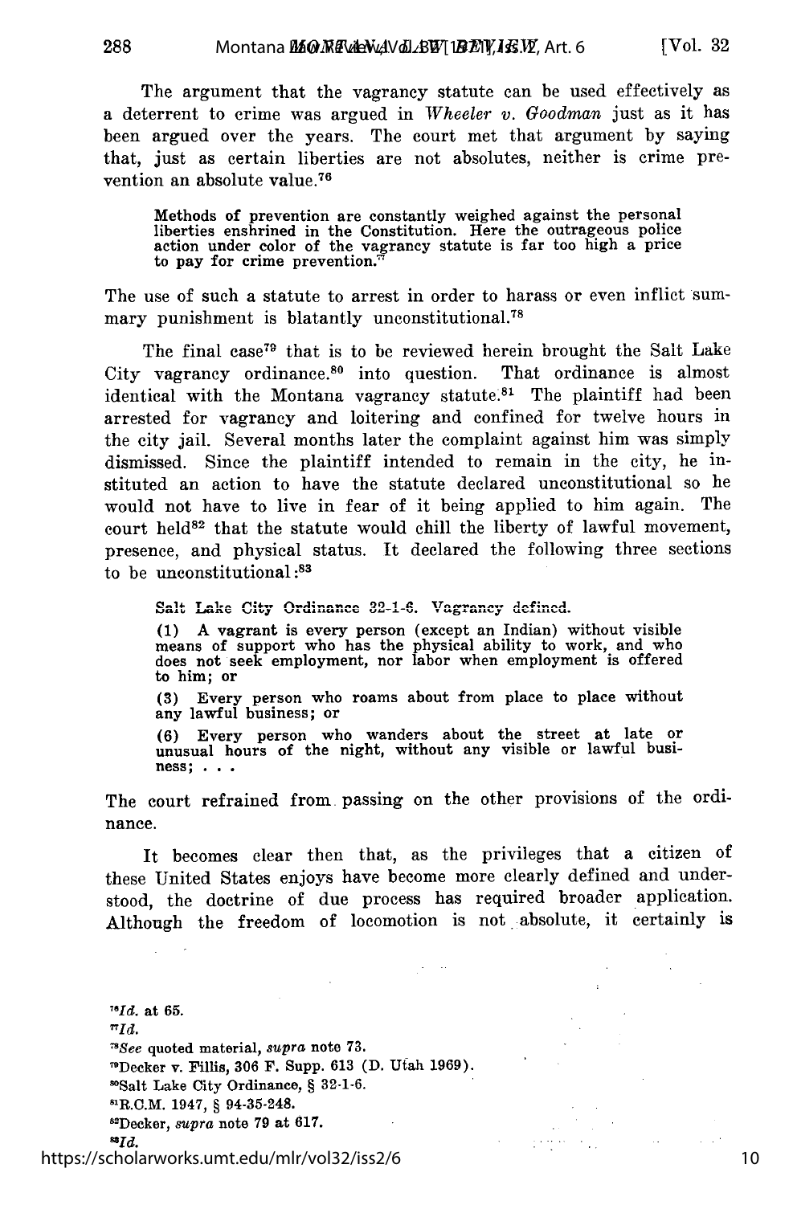The argument that the vagrancy statute can be used effectively as a deterrent to crime was argued in *Wheeler v. Goodman* just as it has been argued over the years. The court met that argument by saying that, just as certain liberties are not absolutes, neither is crime prevention an absolute value.[76]

> Methods of prevention are constantly weighed against the personal liberties enshrined in the Constitution. Here the outrageous police action under color of the vagrancy statute is far too high a price to pay for crime prevention.[77]

The use of such a statute to arrest in order to harass or even inflict summary punishment is blatantly unconstitutional.[78]

The final case[79] that is to be reviewed herein brought the Salt Lake City vagrancy ordinance.[80] into question. That ordinance is almost identical with the Montana vagrancy statute.[81] The plaintiff had been arrested for vagrancy and loitering and confined for twelve hours in the city jail. Several months later the complaint against him was simply dismissed. Since the plaintiff intended to remain in the city, he instituted an action to have the statute declared unconstitutional so he would not have to live in fear of it being applied to him again. The court held[82] that the statute would chill the liberty of lawful movement, presence, and physical status. It declared the following three sections to be unconstitutional:[83]

> Salt Lake City Ordinance 32-1-6. Vagrancy defined.
>
> (1) A vagrant is every person (except an Indian) without visible means of support who has the physical ability to work, and who does not seek employment, nor labor when employment is offered to him; or
>
> (3) Every person who roams about from place to place without any lawful business; or
>
> (6) Every person who wanders about the street at late or unusual hours of the night, without any visible or lawful business; . . .

The court refrained from passing on the other provisions of the ordinance.

It becomes clear then that, as the privileges that a citizen of these United States enjoys have become more clearly defined and understood, the doctrine of due process has required broader application. Although the freedom of locomotion is not absolute, it certainly is

---

[76] *Id.* at 65.

[77] *Id.*

[78] *See* quoted material, *supra* note 73.

[79] Decker v. Fillis, 306 F. Supp. 613 (D. Utah 1969).

[80] Salt Lake City Ordinance, § 32-1-6.

[81] R.C.M. 1947, § 94-35-248.

[82] Decker, *supra* note 79 at 617.

[83] *Id.*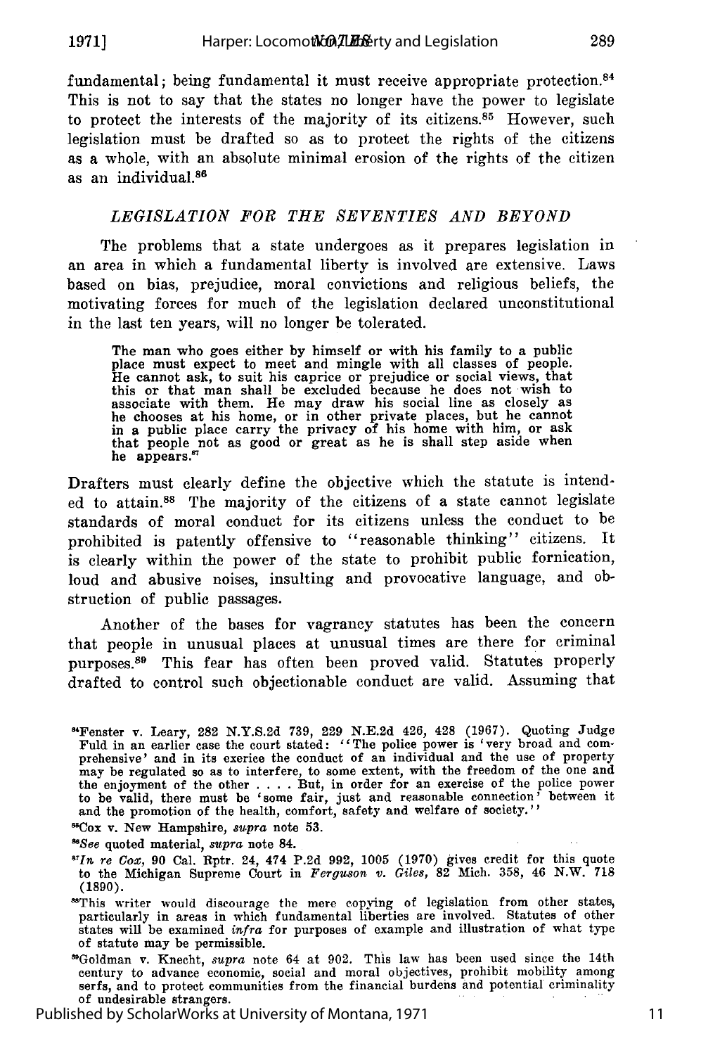fundamental; being fundamental it must receive appropriate protection.[84] This is not to say that the states no longer have the power to legislate to protect the interests of the majority of its citizens.[85] However, such legislation must be drafted so as to protect the rights of the citizens as a whole, with an absolute minimal erosion of the rights of the citizen as an individual.[86]

### *LEGISLATION FOR THE SEVENTIES AND BEYOND*

The problems that a state undergoes as it prepares legislation in an area in which a fundamental liberty is involved are extensive. Laws based on bias, prejudice, moral convictions and religious beliefs, the motivating forces for much of the legislation declared unconstitutional in the last ten years, will no longer be tolerated.

> The man who goes either by himself or with his family to a public place must expect to meet and mingle with all classes of people. He cannot ask, to suit his caprice or prejudice or social views, that this or that man shall be excluded because he does not wish to associate with them. He may draw his social line as closely as he chooses at his home, or in other private places, but he cannot in a public place carry the privacy of his home with him, or ask that people not as good or great as he is shall step aside when he appears.[87]

Drafters must clearly define the objective which the statute is intended to attain.[88] The majority of the citizens of a state cannot legislate standards of moral conduct for its citizens unless the conduct to be prohibited is patently offensive to "reasonable thinking" citizens. It is clearly within the power of the state to prohibit public fornication, loud and abusive noises, insulting and provocative language, and obstruction of public passages.

Another of the bases for vagrancy statutes has been the concern that people in unusual places at unusual times are there for criminal purposes.[89] This fear has often been proved valid. Statutes properly drafted to control such objectionable conduct are valid. Assuming that

---

[84] Fenster v. Leary, 282 N.Y.S.2d 739, 229 N.E.2d 426, 428 (1967). Quoting Judge Fuld in an earlier case the court stated: "The police power is 'very broad and comprehensive' and in its exercice the conduct of an individual and the use of property may be regulated so as to interfere, to some extent, with the freedom of the one and the enjoyment of the other . . . . But, in order for an exercise of the police power to be valid, there must be 'some fair, just and reasonable connection' between it and the promotion of the health, comfort, safety and welfare of society."

[85] Cox v. New Hampshire, *supra* note 53.

[86] *See* quoted material, *supra* note 84.

[87] *In re Cox*, 90 Cal. Rptr. 24, 474 P.2d 992, 1005 (1970) gives credit for this quote to the Michigan Supreme Court in *Ferguson v. Giles*, 82 Mich. 358, 46 N.W. 718 (1890).

[88] This writer would discourage the mere copying of legislation from other states, particularly in areas in which fundamental liberties are involved. Statutes of other states will be examined *infra* for purposes of example and illustration of what type of statute may be permissible.

[89] Goldman v. Knecht, *supra* note 64 at 902. This law has been used since the 14th century to advance economic, social and moral objectives, prohibit mobility among serfs, and to protect communities from the financial burdens and potential criminality of undesirable strangers.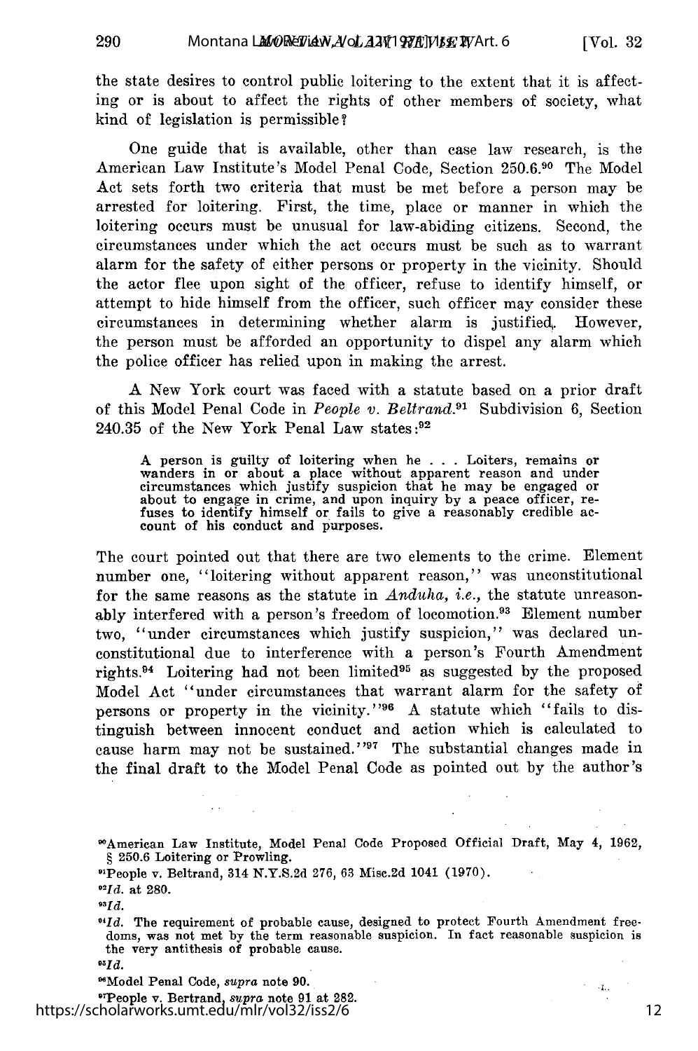the state desires to control public loitering to the extent that it is affecting or is about to affect the rights of other members of society, what kind of legislation is permissible?

One guide that is available, other than case law research, is the American Law Institute's Model Penal Code, Section 250.6.[90] The Model Act sets forth two criteria that must be met before a person may be arrested for loitering. First, the time, place or manner in which the loitering occurs must be unusual for law-abiding citizens. Second, the circumstances under which the act occurs must be such as to warrant alarm for the safety of either persons or property in the vicinity. Should the actor flee upon sight of the officer, refuse to identify himself, or attempt to hide himself from the officer, such officer may consider these circumstances in determining whether alarm is justified. However, the person must be afforded an opportunity to dispel any alarm which the police officer has relied upon in making the arrest.

A New York court was faced with a statute based on a prior draft of this Model Penal Code in *People v. Beltrand*.[91] Subdivision 6, Section 240.35 of the New York Penal Law states:[92]

> A person is guilty of loitering when he . . . Loiters, remains or wanders in or about a place without apparent reason and under circumstances which justify suspicion that he may be engaged or about to engage in crime, and upon inquiry by a peace officer, refuses to identify himself or fails to give a reasonably credible account of his conduct and purposes.

The court pointed out that there are two elements to the crime. Element number one, "loitering without apparent reason," was unconstitutional for the same reasons as the statute in *Anduha*, *i.e.*, the statute unreasonably interfered with a person's freedom of locomotion.[93] Element number two, "under circumstances which justify suspicion," was declared unconstitutional due to interference with a person's Fourth Amendment rights.[94] Loitering had not been limited[95] as suggested by the proposed Model Act "under circumstances that warrant alarm for the safety of persons or property in the vicinity."[96] A statute which "fails to distinguish between innocent conduct and action which is calculated to cause harm may not be sustained."[97] The substantial changes made in the final draft to the Model Penal Code as pointed out by the author's

---

[90]American Law Institute, Model Penal Code Proposed Official Draft, May 4, 1962, § 250.6 Loitering or Prowling.

[91]People v. Beltrand, 314 N.Y.S.2d 276, 63 Misc.2d 1041 (1970).

[92]*Id.* at 280.

[93]*Id.*

[94]*Id.* The requirement of probable cause, designed to protect Fourth Amendment freedoms, was not met by the term reasonable suspicion. In fact reasonable suspicion is the very antithesis of probable cause.

[95]*Id.*

[96]Model Penal Code, *supra* note 90.

[97]People v. Bertrand, *supra* note 91 at 282.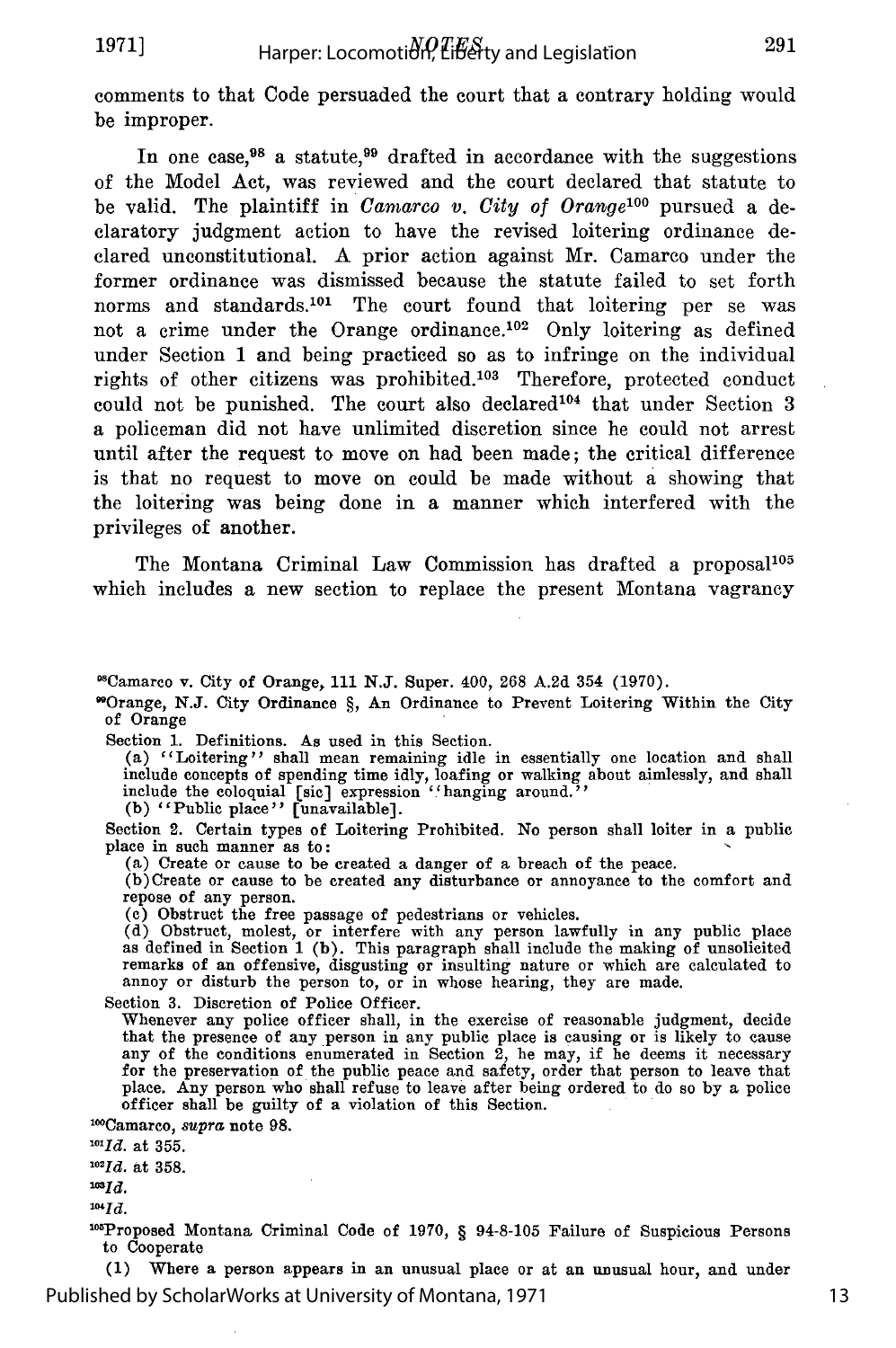comments to that Code persuaded the court that a contrary holding would be improper.

In one case,[98] a statute,[99] drafted in accordance with the suggestions of the Model Act, was reviewed and the court declared that statute to be valid. The plaintiff in *Camarco v. City of Orange*[100] pursued a declaratory judgment action to have the revised loitering ordinance declared unconstitutional. A prior action against Mr. Camarco under the former ordinance was dismissed because the statute failed to set forth norms and standards.[101] The court found that loitering per se was not a crime under the Orange ordinance.[102] Only loitering as defined under Section 1 and being practiced so as to infringe on the individual rights of other citizens was prohibited.[103] Therefore, protected conduct could not be punished. The court also declared[104] that under Section 3 a policeman did not have unlimited discretion since he could not arrest until after the request to move on had been made; the critical difference is that no request to move on could be made without a showing that the loitering was being done in a manner which interfered with the privileges of another.

The Montana Criminal Law Commission has drafted a proposal[105] which includes a new section to replace the present Montana vagrancy

---

[98]Camarco v. City of Orange, 111 N.J. Super. 400, 268 A.2d 354 (1970).

[99]Orange, N.J. City Ordinance §, An Ordinance to Prevent Loitering Within the City of Orange

Section 1. Definitions. As used in this Section.

(a) "Loitering" shall mean remaining idle in essentially one location and shall include concepts of spending time idly, loafing or walking about aimlessly, and shall include the coloquial [sic] expression "hanging around."

(b) "Public place" [unavailable].

Section 2. Certain types of Loitering Prohibited. No person shall loiter in a public place in such manner as to:

(a) Create or cause to be created a danger of a breach of the peace.

(b) Create or cause to be created any disturbance or annoyance to the comfort and repose of any person.

(c) Obstruct the free passage of pedestrians or vehicles.

(d) Obstruct, molest, or interfere with any person lawfully in any public place as defined in Section 1 (b). This paragraph shall include the making of unsolicited remarks of an offensive, disgusting or insulting nature or which are calculated to annoy or disturb the person to, or in whose hearing, they are made.

Section 3. Discretion of Police Officer.

Whenever any police officer shall, in the exercise of reasonable judgment, decide that the presence of any person in any public place is causing or is likely to cause any of the conditions enumerated in Section 2, he may, if he deems it necessary for the preservation of the public peace and safety, order that person to leave that place. Any person who shall refuse to leave after being ordered to do so by a police officer shall be guilty of a violation of this Section.

[100]Camarco, *supra* note 98.

[101]*Id.* at 355.

[102]*Id.* at 358.

[103]*Id.*

[104]*Id.*

[105]Proposed Montana Criminal Code of 1970, § 94-8-105 Failure of Suspicious Persons to Cooperate

(1) Where a person appears in an unusual place or at an unusual hour, and under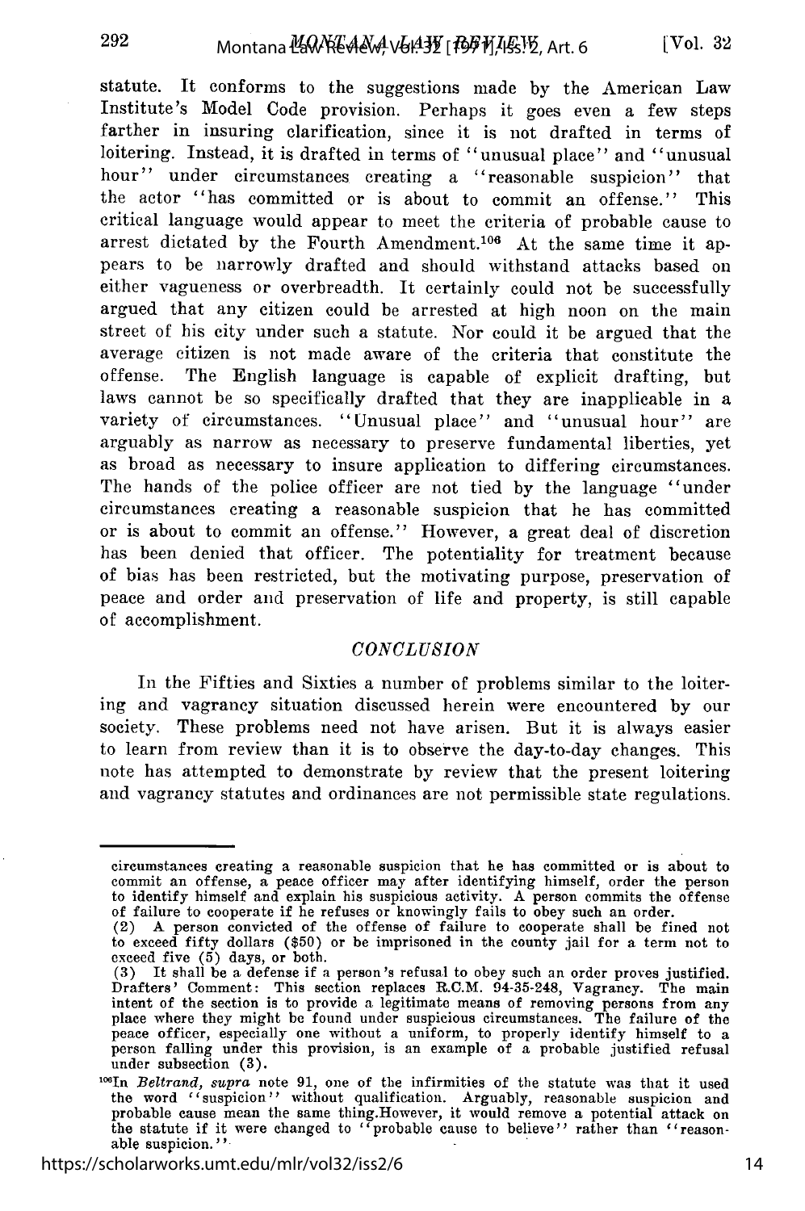statute. It conforms to the suggestions made by the American Law Institute's Model Code provision. Perhaps it goes even a few steps farther in insuring clarification, since it is not drafted in terms of loitering. Instead, it is drafted in terms of "unusual place" and "unusual hour" under circumstances creating a "reasonable suspicion" that the actor "has committed or is about to commit an offense." This critical language would appear to meet the criteria of probable cause to arrest dictated by the Fourth Amendment.[106] At the same time it appears to be narrowly drafted and should withstand attacks based on either vagueness or overbreadth. It certainly could not be successfully argued that any citizen could be arrested at high noon on the main street of his city under such a statute. Nor could it be argued that the average citizen is not made aware of the criteria that constitute the offense. The English language is capable of explicit drafting, but laws cannot be so specifically drafted that they are inapplicable in a variety of circumstances. "Unusual place" and "unusual hour" are arguably as narrow as necessary to preserve fundamental liberties, yet as broad as necessary to insure application to differing circumstances. The hands of the police officer are not tied by the language "under circumstances creating a reasonable suspicion that he has committed or is about to commit an offense." However, a great deal of discretion has been denied that officer. The potentiality for treatment because of bias has been restricted, but the motivating purpose, preservation of peace and order and preservation of life and property, is still capable of accomplishment.

## *CONCLUSION*

In the Fifties and Sixties a number of problems similar to the loitering and vagrancy situation discussed herein were encountered by our society. These problems need not have arisen. But it is always easier to learn from review than it is to observe the day-to-day changes. This note has attempted to demonstrate by review that the present loitering and vagrancy statutes and ordinances are not permissible state regulations.

---

circumstances creating a reasonable suspicion that he has committed or is about to commit an offense, a peace officer may after identifying himself, order the person to identify himself and explain his suspicious activity. A person commits the offense of failure to cooperate if he refuses or knowingly fails to obey such an order.
(2) A person convicted of the offense of failure to cooperate shall be fined not to exceed fifty dollars ($50) or be imprisoned in the county jail for a term not to exceed five (5) days, or both.
(3) It shall be a defense if a person's refusal to obey such an order proves justified.
Drafters' Comment: This section replaces R.C.M. 94-35-248, Vagrancy. The main intent of the section is to provide a legitimate means of removing persons from any place where they might be found under suspicious circumstances. The failure of the peace officer, especially one without a uniform, to properly identify himself to a person falling under this provision, is an example of a probable justified refusal under subsection (3).

[106]In *Beltrand, supra* note 91, one of the infirmities of the statute was that it used the word "suspicion" without qualification. Arguably, reasonable suspicion and probable cause mean the same thing.However, it would remove a potential attack on the statute if it were changed to "probable cause to believe" rather than "reasonable suspicion."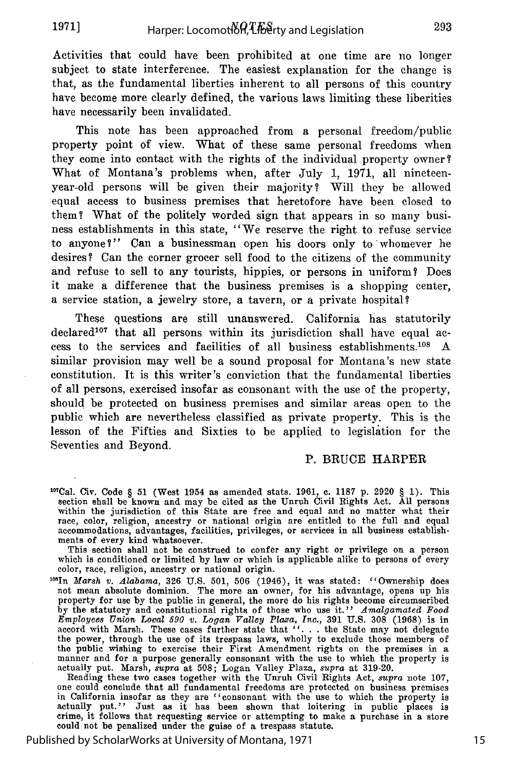Activities that could have been prohibited at one time are no longer subject to state interference. The easiest explanation for the change is that, as the fundamental liberties inherent to all persons of this country have become more clearly defined, the various laws limiting these liberities have necessarily been invalidated.

This note has been approached from a personal freedom/public property point of view. What of these same personal freedoms when they come into contact with the rights of the individual property owner? What of Montana's problems when, after July 1, 1971, all nineteen-year-old persons will be given their majority? Will they be allowed equal access to business premises that heretofore have been closed to them? What of the politely worded sign that appears in so many business establishments in this state, "We reserve the right to refuse service to anyone?" Can a businessman open his doors only to whomever he desires? Can the corner grocer sell food to the citizens of the community and refuse to sell to any tourists, hippies, or persons in uniform? Does it make a difference that the business premises is a shopping center, a service station, a jewelry store, a tavern, or a private hospital?

These questions are still unanswered. California has statutorily declared[107] that all persons within its jurisdiction shall have equal access to the services and facilities of all business establishments.[108] A similar provision may well be a sound proposal for Montana's new state constitution. It is this writer's conviction that the fundamental liberties of all persons, exercised insofar as consonant with the use of the property, should be protected on business premises and similar areas open to the public which are nevertheless classified as private property. This is the lesson of the Fifties and Sixties to be applied to legislation for the Seventies and Beyond.

P. BRUCE HARPER

[107]Cal. Civ. Code § 51 (West 1954 as amended stats. 1961, c. 1187 p. 2920 § 1). This section shall be known and may be cited as the Unruh Civil Rights Act. All persons within the jurisdiction of this State are free and equal and no matter what their race, color, religion, ancestry or national origin are entitled to the full and equal accommodations, advantages, facilities, privileges, or services in all business establishments of every kind whatsoever.

This section shall not be construed to confer any right or privilege on a person which is conditioned or limited by law or which is applicable alike to persons of every color, race, religion, ancestry or national origin.

[108]In *Marsh v. Alabama*, 326 U.S. 501, 506 (1946), it was stated: "Ownership does not mean absolute dominion. The more an owner, for his advantage, opens up his property for use by the public in general, the more do his rights become circumscribed by the statutory and constitutional rights of those who use it." *Amalgamated Food Employees Union Local 590 v. Logan Valley Plaza, Inc.*, 391 U.S. 308 (1968) is in accord with Marsh. These cases further state that ". . . the State may not delegate the power, through the use of its trespass laws, wholly to exclude those members of the public wishing to exercise their First Amendment rights on the premises in a manner and for a purpose generally consonant with the use to which the property is actually put. Marsh, *supra* at 508; Logan Valley Plaza, *supra* at 319-20.

Reading these two cases together with the Unruh Civil Rights Act, *supra* note 107, one could conclude that all fundamental freedoms are protected on business premises in California insofar as they are "consonant with the use to which the property is actually put." Just as it has been shown that loitering in public places is crime, it follows that requesting service or attempting to make a purchase in a store could not be penalized under the guise of a trespass statute.